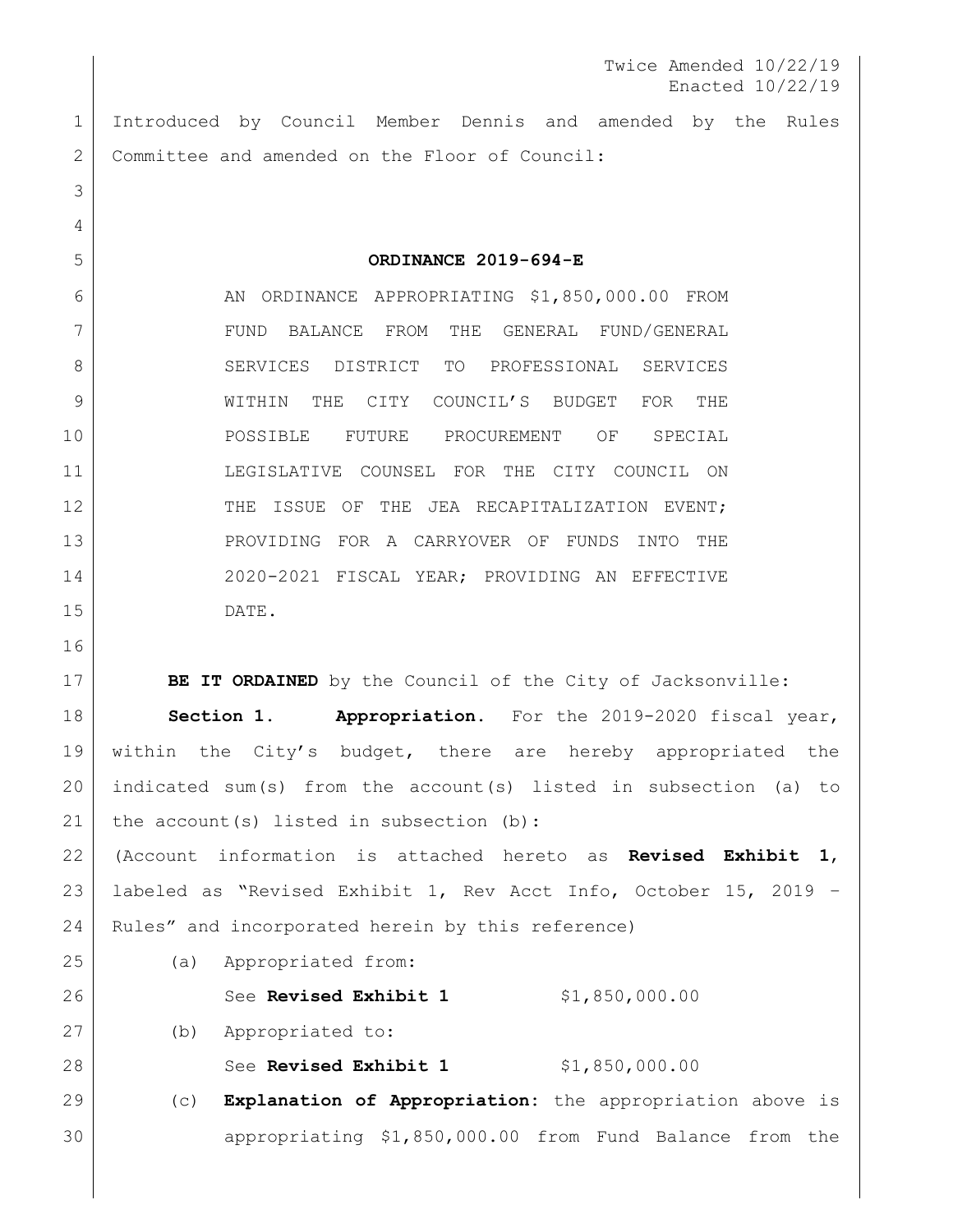Twice Amended 10/22/19
Enacted 10/22/19

Introduced by Council Member Dennis and amended by the Rules Committee and amended on the Floor of Council:

**ORDINANCE 2019-694-E**

AN ORDINANCE APPROPRIATING $1,850,000.00 FROM FUND BALANCE FROM THE GENERAL FUND/GENERAL SERVICES DISTRICT TO PROFESSIONAL SERVICES WITHIN THE CITY COUNCIL'S BUDGET FOR THE POSSIBLE FUTURE PROCUREMENT OF SPECIAL LEGISLATIVE COUNSEL FOR THE CITY COUNCIL ON THE ISSUE OF THE JEA RECAPITALIZATION EVENT; PROVIDING FOR A CARRYOVER OF FUNDS INTO THE 2020-2021 FISCAL YEAR; PROVIDING AN EFFECTIVE DATE.

**BE IT ORDAINED** by the Council of the City of Jacksonville:

**Section 1. Appropriation.** For the 2019-2020 fiscal year, within the City's budget, there are hereby appropriated the indicated sum(s) from the account(s) listed in subsection (a) to the account(s) listed in subsection (b):

(Account information is attached hereto as **Revised Exhibit 1**, labeled as "Revised Exhibit 1, Rev Acct Info, October 15, 2019 – Rules" and incorporated herein by this reference)

(a) Appropriated from:

See **Revised Exhibit 1** $1,850,000.00

(b) Appropriated to:

See **Revised Exhibit 1** $1,850,000.00

(c) **Explanation of Appropriation:** the appropriation above is appropriating $1,850,000.00 from Fund Balance from the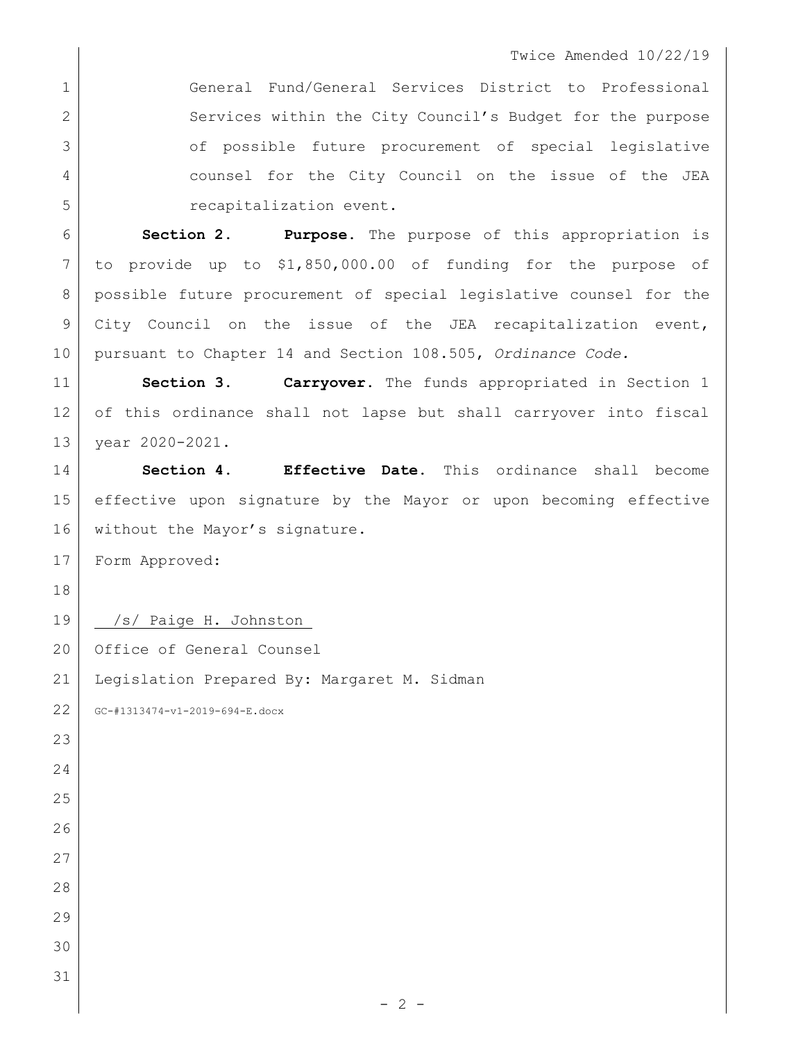General Fund/General Services District to Professional Services within the City Council's Budget for the purpose of possible future procurement of special legislative counsel for the City Council on the issue of the JEA recapitalization event.

**Section 2. Purpose.** The purpose of this appropriation is to provide up to $1,850,000.00 of funding for the purpose of possible future procurement of special legislative counsel for the City Council on the issue of the JEA recapitalization event, pursuant to Chapter 14 and Section 108.505, *Ordinance Code.*

**Section 3. Carryover.** The funds appropriated in Section 1 of this ordinance shall not lapse but shall carryover into fiscal year 2020-2021.

**Section 4. Effective Date.** This ordinance shall become effective upon signature by the Mayor or upon becoming effective without the Mayor's signature.

Form Approved:

/s/ Paige H. Johnston

Office of General Counsel

Legislation Prepared By: Margaret M. Sidman

GC-#1313474-v1-2019-694-E.docx